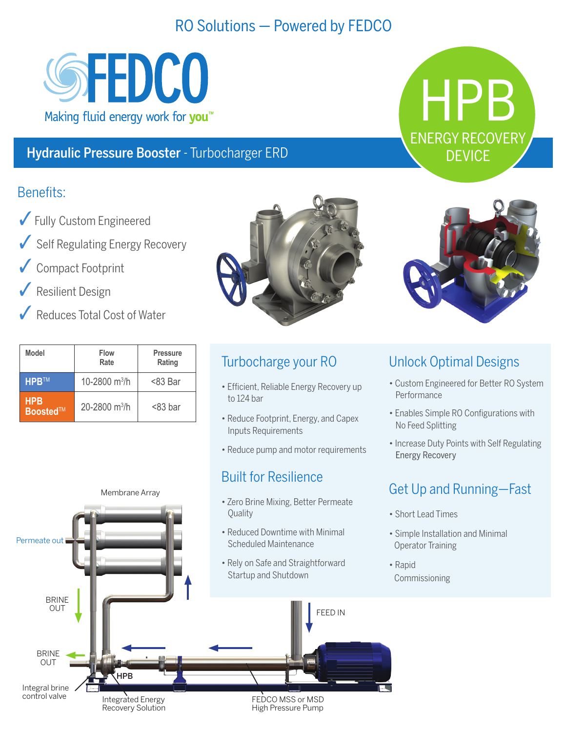RO Solutions — Powered by FEDCO

# FEDCO

Making fluid energy work for you™

# HPB

ENERGY RECOVERY DEVICE

## Hydraulic Pressure Booster - Turbocharger ERD

### Benefits:

- ✓ Fully Custom Engineered
- ✓ Self Regulating Energy Recovery
- ✓ Compact Footprint
- ✓ Resilient Design
- ✓ Reduces Total Cost of Water

| Model | Flow Rate | Pressure Rating |
| --- | --- | --- |
| HPB™ | 10-2800 $m^3/h$ | <83 Bar |
| HPB Boosted™ | 20-2800 $m^3/h$ | <83 bar |

### Turbocharge your RO

- Efficient, Reliable Energy Recovery up to 124 bar
- Reduce Footprint, Energy, and Capex Inputs Requirements
- Reduce pump and motor requirements

### Built for Resilience

- Zero Brine Mixing, Better Permeate Quality
- Reduced Downtime with Minimal Scheduled Maintenance
- Rely on Safe and Straightforward Startup and Shutdown

### Unlock Optimal Designs

- Custom Engineered for Better RO System Performance
- Enables Simple RO Configurations with No Feed Splitting
- Increase Duty Points with Self Regulating Energy Recovery

### Get Up and Running—Fast

- Short Lead Times
- Simple Installation and Minimal Operator Training
- Rapid Commissioning

Membrane Array

Permeate out

BRINE OUT

BRINE OUT

Integral brine control valve

HPB

Integrated Energy Recovery Solution

FEED IN

FEDCO MSS or MSD High Pressure Pump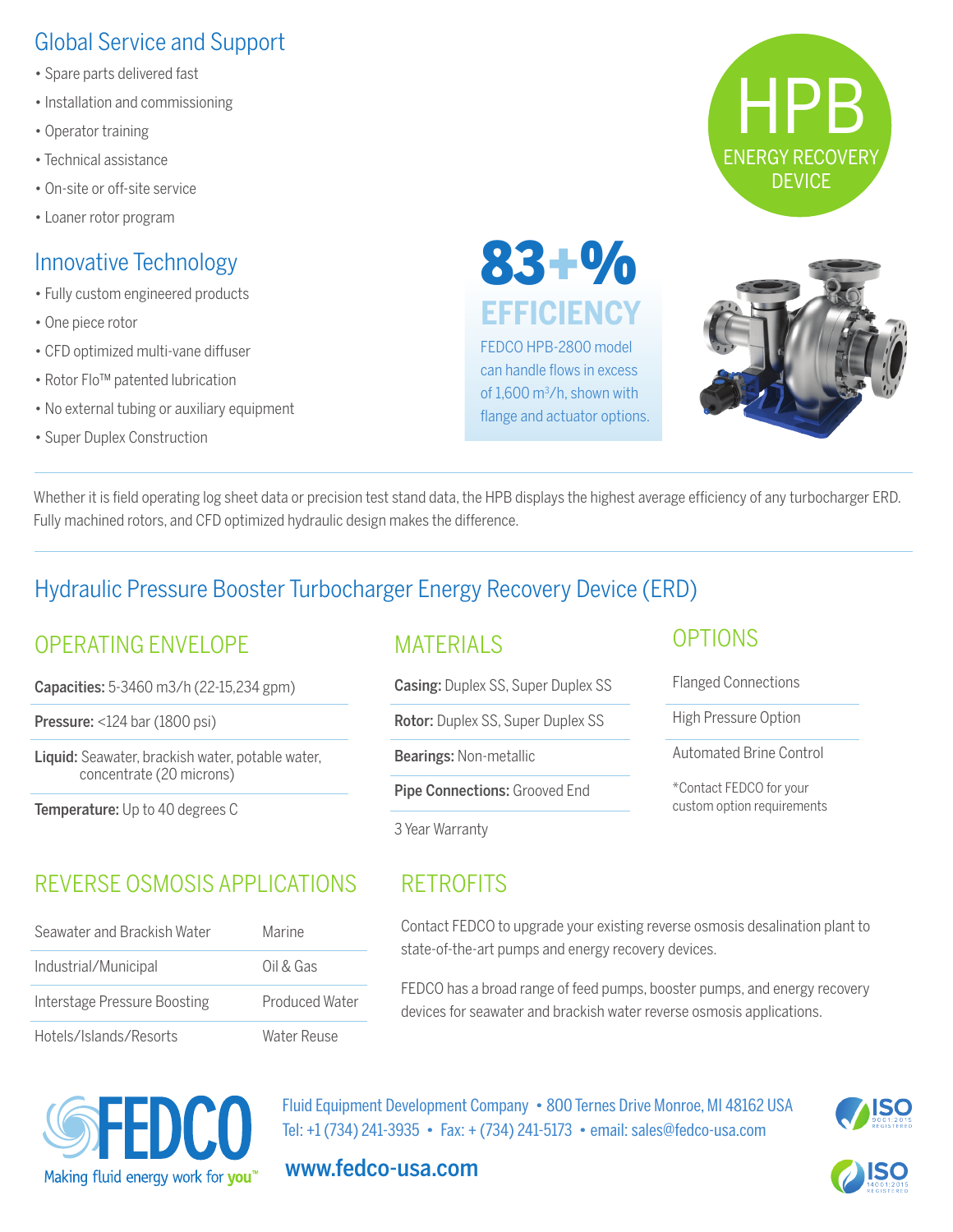## Global Service and Support

- Spare parts delivered fast
- Installation and commissioning
- Operator training
- Technical assistance
- On-site or off-site service
- Loaner rotor program

## Innovative Technology

- Fully custom engineered products
- One piece rotor
- CFD optimized multi-vane diffuser
- Rotor Flo™ patented lubrication
- No external tubing or auxiliary equipment
- Super Duplex Construction

**83+%**
**EFFICIENCY**

FEDCO HPB-2800 model can handle flows in excess of 1,600 $m^3$/h, shown with flange and actuator options.

HPB
ENERGY RECOVERY DEVICE

Whether it is field operating log sheet data or precision test stand data, the HPB displays the highest average efficiency of any turbocharger ERD. Fully machined rotors, and CFD optimized hydraulic design makes the difference.

# Hydraulic Pressure Booster Turbocharger Energy Recovery Device (ERD)

## OPERATING ENVELOPE

**Capacities:** 5-3460 m3/h (22-15,234 gpm)

**Pressure:** <124 bar (1800 psi)

**Liquid:** Seawater, brackish water, potable water, concentrate (20 microns)

**Temperature:** Up to 40 degrees C

## MATERIALS

**Casing:** Duplex SS, Super Duplex SS

**Rotor:** Duplex SS, Super Duplex SS

**Bearings:** Non-metallic

**Pipe Connections:** Grooved End

3 Year Warranty

## OPTIONS

Flanged Connections

High Pressure Option

Automated Brine Control

*Contact FEDCO for your custom option requirements

## REVERSE OSMOSIS APPLICATIONS

| | |
|---|---|
| Seawater and Brackish Water | Marine |
| Industrial/Municipal | Oil & Gas |
| Interstage Pressure Boosting | Produced Water |
| Hotels/Islands/Resorts | Water Reuse |

## RETROFITS

Contact FEDCO to upgrade your existing reverse osmosis desalination plant to state-of-the-art pumps and energy recovery devices.

FEDCO has a broad range of feed pumps, booster pumps, and energy recovery devices for seawater and brackish water reverse osmosis applications.

FEDCO
Making fluid energy work for you™

Fluid Equipment Development Company • 800 Ternes Drive Monroe, MI 48162 USA
Tel: +1 (734) 241-3935 • Fax: + (734) 241-5173 • email: sales@fedco-usa.com

www.fedco-usa.com

ISO 9001:2015 REGISTERED
ISO 14001:2015 REGISTERED